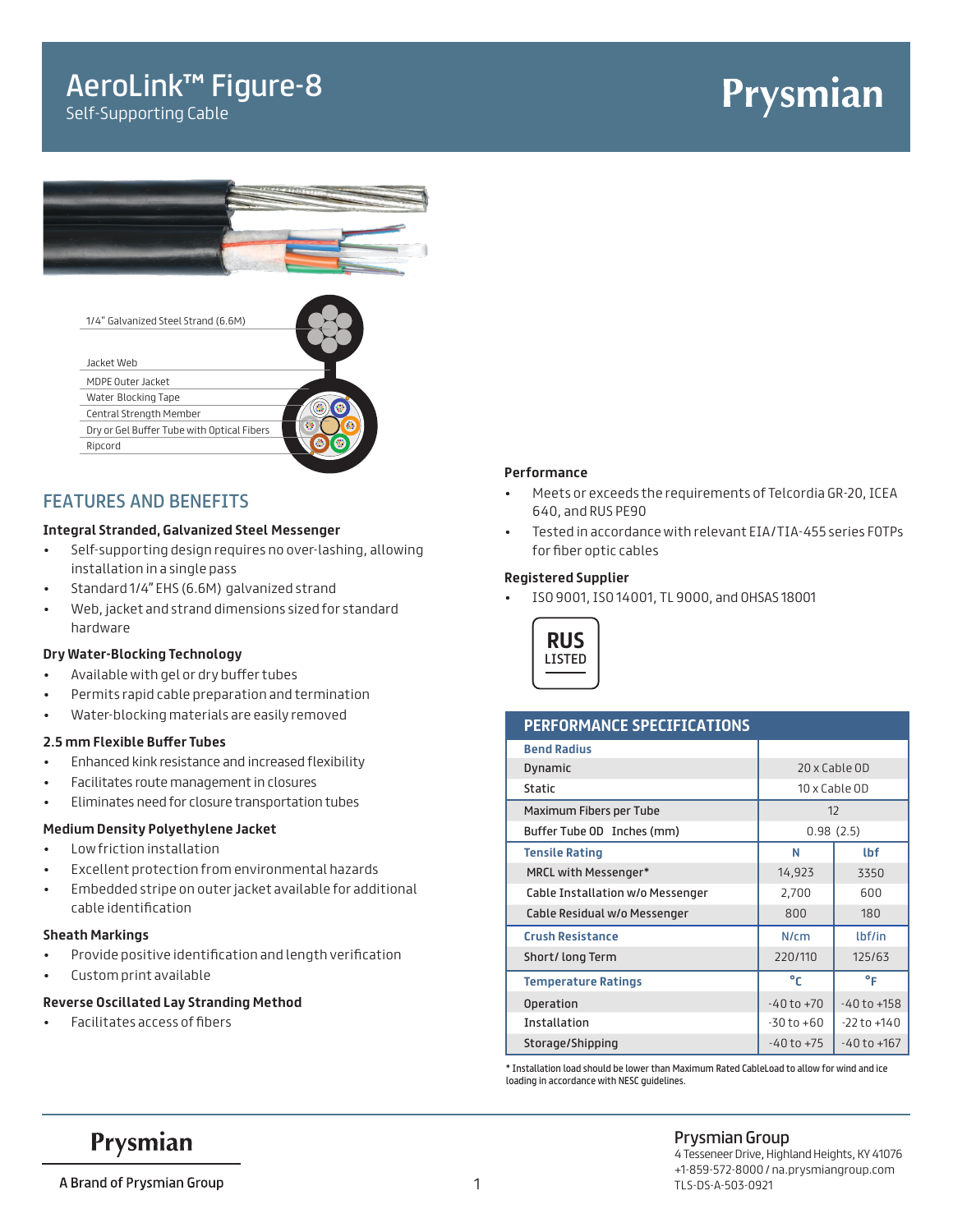# AeroLink™ Figure-8

Self-Supporting Cable

1/4" Galvanized Steel Strand (6.6M)

Jacket Web

MDPE Outer Jacket

Water Blocking Tape

Central Strength Member

Dry or Gel Buffer Tube with Optical Fibers

Ripcord

## FEATURES AND BENEFITS

### Integral Stranded, Galvanized Steel Messenger

- Self-supporting design requires no over-lashing, allowing installation in a single pass
- Standard 1/4" EHS (6.6M) galvanized strand
- Web, jacket and strand dimensions sized for standard hardware

### Dry Water-Blocking Technology

- Available with gel or dry buffer tubes
- Permits rapid cable preparation and termination
- Water-blocking materials are easily removed

### 2.5 mm Flexible Buffer Tubes

- Enhanced kink resistance and increased flexibility
- Facilitates route management in closures
- Eliminates need for closure transportation tubes

### Medium Density Polyethylene Jacket

- Low friction installation
- Excellent protection from environmental hazards
- Embedded stripe on outer jacket available for additional cable identification

### Sheath Markings

- Provide positive identification and length verification
- Custom print available

### Reverse Oscillated Lay Stranding Method

- Facilitates access of fibers

### Performance

- Meets or exceeds the requirements of Telcordia GR-20, ICEA 640, and RUS PE90
- Tested in accordance with relevant EIA/TIA-455 series FOTPs for fiber optic cables

### Registered Supplier

- ISO 9001, ISO 14001, TL 9000, and OHSAS 18001

RUS LISTED

## PERFORMANCE SPECIFICATIONS

| **Bend Radius** | | |
|---|---|---|
| Dynamic | 20 x Cable OD | |
| Static | 10 x Cable OD | |
| Maximum Fibers per Tube | 12 | |
| Buffer Tube OD Inches (mm) | 0.98 (2.5) | |
| **Tensile Rating** | **N** | **lbf** |
| MRCL with Messenger* | 14,923 | 3350 |
| Cable Installation w/o Messenger | 2,700 | 600 |
| Cable Residual w/o Messenger | 800 | 180 |
| **Crush Resistance** | **N/cm** | **lbf/in** |
| Short/ long Term | 220/110 | 125/63 |
| **Temperature Ratings** | **°C** | **°F** |
| Operation | -40 to +70 | -40 to +158 |
| Installation | -30 to +60 | -22 to +140 |
| Storage/Shipping | -40 to +75 | -40 to +167 |

* Installation load should be lower than Maximum Rated CableLoad to allow for wind and ice loading in accordance with NESC guidelines.

Prysmian

A Brand of Prysmian Group

Prysmian Group
4 Tesseneer Drive, Highland Heights, KY 41076
+1-859-572-8000 / na.prysmiangroup.com
TLS-DS-A-503-0921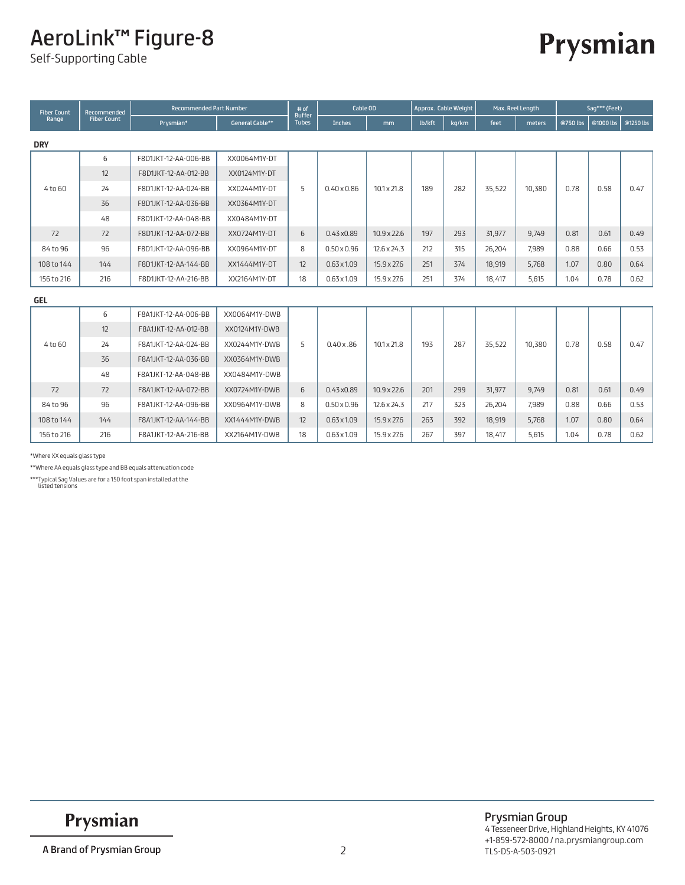# AeroLink™ Figure-8

Self-Supporting Cable

| Fiber Count Range | Recommended Fiber Count | Recommended Part Number | | # of Buffer Tubes | Cable OD | | Approx. Cable Weight | | Max. Reel Length | | Sag*** (Feet) | | |
|---|---|---|---|---|---|---|---|---|---|---|---|---|---|
| | | Prysmian* | General Cable** | | Inches | mm | lb/kft | kg/km | feet | meters | @750 lbs | @1000 lbs | @1250 lbs |
| **DRY** | | | | | | | | | | | | | |
| 4 to 60 | 6 | F8D1JKT-12-AA-006-BB | XX0064M1Y-DT | 5 | 0.40 x 0.86 | 10.1 x 21.8 | 189 | 282 | 35,522 | 10,380 | 0.78 | 0.58 | 0.47 |
| | 12 | F8D1JKT-12-AA-012-BB | XX0124M1Y-DT | | | | | | | | | | |
| | 24 | F8D1JKT-12-AA-024-BB | XX0244M1Y-DT | | | | | | | | | | |
| | 36 | F8D1JKT-12-AA-036-BB | XX0364M1Y-DT | | | | | | | | | | |
| | 48 | F8D1JKT-12-AA-048-BB | XX0484M1Y-DT | | | | | | | | | | |
| 72 | 72 | F8D1JKT-12-AA-072-BB | XX0724M1Y-DT | 6 | 0.43 x0.89 | 10.9 x 22.6 | 197 | 293 | 31,977 | 9,749 | 0.81 | 0.61 | 0.49 |
| 84 to 96 | 96 | F8D1JKT-12-AA-096-BB | XX0964M1Y-DT | 8 | 0.50 x 0.96 | 12.6 x 24.3 | 212 | 315 | 26,204 | 7,989 | 0.88 | 0.66 | 0.53 |
| 108 to 144 | 144 | F8D1JKT-12-AA-144-BB | XX1444M1Y-DT | 12 | 0.63 x 1.09 | 15.9 x 27.6 | 251 | 374 | 18,919 | 5,768 | 1.07 | 0.80 | 0.64 |
| 156 to 216 | 216 | F8D1JKT-12-AA-216-BB | XX2164M1Y-DT | 18 | 0.63 x 1.09 | 15.9 x 27.6 | 251 | 374 | 18,417 | 5,615 | 1.04 | 0.78 | 0.62 |
| **GEL** | | | | | | | | | | | | | |
| 4 to 60 | 6 | F8A1JKT-12-AA-006-BB | XX0064M1Y-DWB | 5 | 0.40 x .86 | 10.1 x 21.8 | 193 | 287 | 35,522 | 10,380 | 0.78 | 0.58 | 0.47 |
| | 12 | F8A1JKT-12-AA-012-BB | XX0124M1Y-DWB | | | | | | | | | | |
| | 24 | F8A1JKT-12-AA-024-BB | XX0244M1Y-DWB | | | | | | | | | | |
| | 36 | F8A1JKT-12-AA-036-BB | XX0364M1Y-DWB | | | | | | | | | | |
| | 48 | F8A1JKT-12-AA-048-BB | XX0484M1Y-DWB | | | | | | | | | | |
| 72 | 72 | F8A1JKT-12-AA-072-BB | XX0724M1Y-DWB | 6 | 0.43 x0.89 | 10.9 x 22.6 | 201 | 299 | 31,977 | 9,749 | 0.81 | 0.61 | 0.49 |
| 84 to 96 | 96 | F8A1JKT-12-AA-096-BB | XX0964M1Y-DWB | 8 | 0.50 x 0.96 | 12.6 x 24.3 | 217 | 323 | 26,204 | 7,989 | 0.88 | 0.66 | 0.53 |
| 108 to 144 | 144 | F8A1JKT-12-AA-144-BB | XX1444M1Y-DWB | 12 | 0.63 x 1.09 | 15.9 x 27.6 | 263 | 392 | 18,919 | 5,768 | 1.07 | 0.80 | 0.64 |
| 156 to 216 | 216 | F8A1JKT-12-AA-216-BB | XX2164M1Y-DWB | 18 | 0.63 x 1.09 | 15.9 x 27.6 | 267 | 397 | 18,417 | 5,615 | 1.04 | 0.78 | 0.62 |

*Where XX equals glass type

**Where AA equals glass type and BB equals attenuation code

***Typical Sag Values are for a 150 foot span installed at the listed tensions

Prysmian

A Brand of Prysmian Group

**Prysmian Group**
4 Tesseneer Drive, Highland Heights, KY 41076
+1-859-572-8000 / na.prysmiangroup.com
TLS-DS-A-503-0921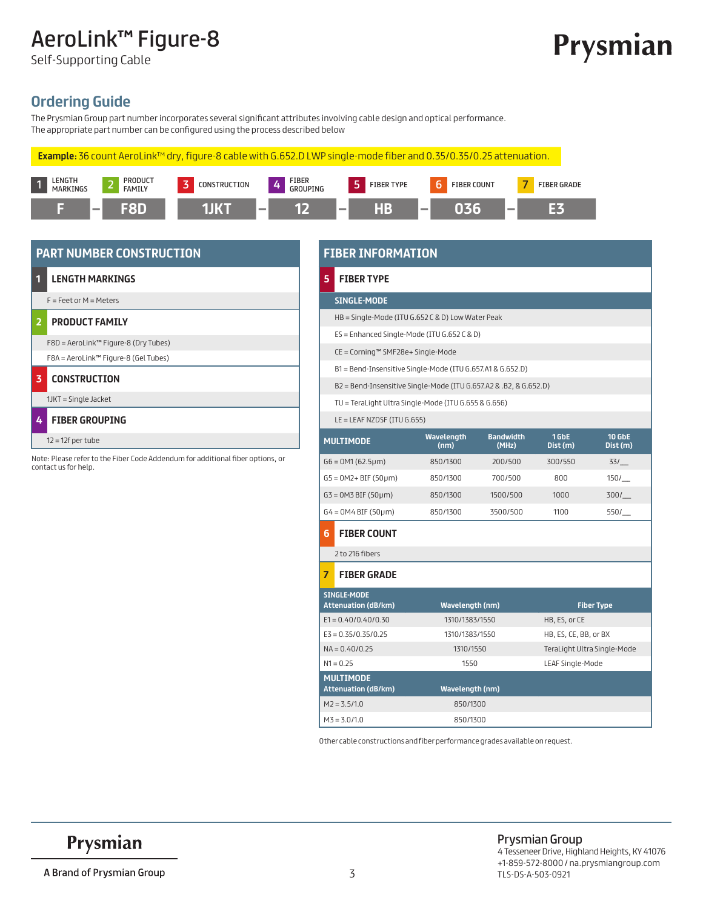# AeroLink™ Figure-8

Self-Supporting Cable

## Ordering Guide

The Prysmian Group part number incorporates several significant attributes involving cable design and optical performance.
The appropriate part number can be configured using the process described below

**Example:** 36 count AeroLink™ dry, figure-8 cable with G.652.D LWP single-mode fiber and 0.35/0.35/0.25 attenuation.

| 1 LENGTH MARKINGS | 2 PRODUCT FAMILY | 3 CONSTRUCTION | 4 FIBER GROUPING | 5 FIBER TYPE | 6 FIBER COUNT | 7 FIBER GRADE |
|---|---|---|---|---|---|---|
| F | F8D | 1JKT | 12 | HB | 036 | E3 |

## PART NUMBER CONSTRUCTION

### 1 LENGTH MARKINGS

F = Feet or M = Meters

### 2 PRODUCT FAMILY

F8D = AeroLink™ Figure-8 (Dry Tubes)

F8A = AeroLink™ Figure-8 (Gel Tubes)

### 3 CONSTRUCTION

1JKT = Single Jacket

### 4 FIBER GROUPING

12 = 12f per tube

Note: Please refer to the Fiber Code Addendum for additional fiber options, or contact us for help.

## FIBER INFORMATION

### 5 FIBER TYPE

**SINGLE-MODE**

HB = Single-Mode (ITU G.652 C & D) Low Water Peak

ES = Enhanced Single-Mode (ITU G.652 C & D)

CE = Corning™ SMF28e+ Single-Mode

B1 = Bend-Insensitive Single-Mode (ITU G.657.A1 & G.652.D)

B2 = Bend-Insensitive Single-Mode (ITU G.657.A2 & .B2, & G.652.D)

TU = TeraLight Ultra Single-Mode (ITU G.655 & G.656)

LE = LEAF NZDSF (ITU G.655)

| MULTIMODE | Wavelength (nm) | Bandwidth (MHz) | 1 GbE Dist (m) | 10 GbE Dist (m) |
|---|---|---|---|---|
| G6 = OM1 (62.5μm) | 850/1300 | 200/500 | 300/550 | 33/__ |
| G5 = OM2+ BIF (50μm) | 850/1300 | 700/500 | 800 | 150/__ |
| G3 = OM3 BIF (50μm) | 850/1300 | 1500/500 | 1000 | 300/__ |
| G4 = OM4 BIF (50μm) | 850/1300 | 3500/500 | 1100 | 550/__ |

### 6 FIBER COUNT

2 to 216 fibers

### 7 FIBER GRADE

| SINGLE-MODE Attenuation (dB/km) | Wavelength (nm) | Fiber Type |
|---|---|---|
| E1 = 0.40/0.40/0.30 | 1310/1383/1550 | HB, ES, or CE |
| E3 = 0.35/0.35/0.25 | 1310/1383/1550 | HB, ES, CE, BB, or BX |
| NA = 0.40/0.25 | 1310/1550 | TeraLight Ultra Single-Mode |
| N1 = 0.25 | 1550 | LEAF Single-Mode |

| MULTIMODE Attenuation (dB/km) | Wavelength (nm) |
|---|---|
| M2 = 3.5/1.0 | 850/1300 |
| M3 = 3.0/1.0 | 850/1300 |

Other cable constructions and fiber performance grades available on request.

Prysmian
A Brand of Prysmian Group

**Prysmian Group**
4 Tesseneer Drive, Highland Heights, KY 41076
+1-859-572-8000 / na.prysmiangroup.com
TLS-DS-A-503-0921